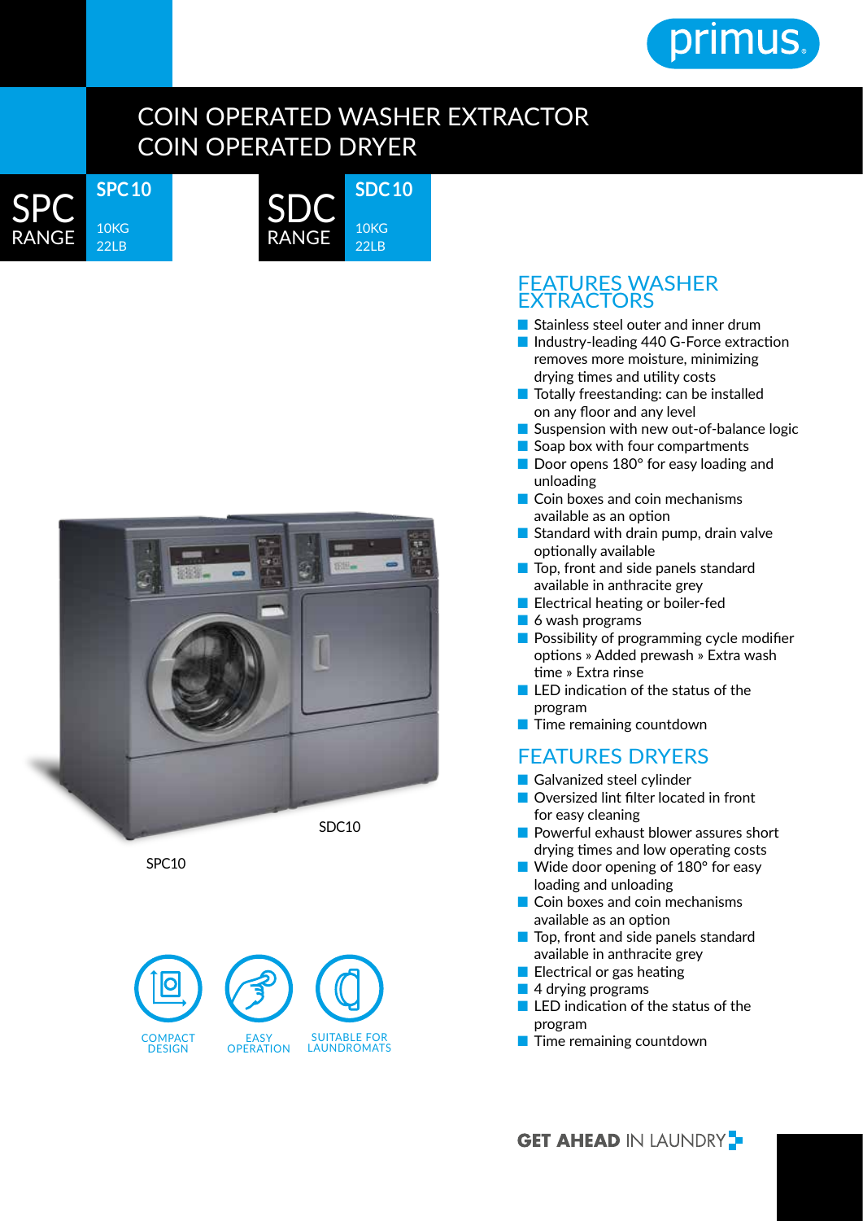# COIN OPERATED WASHER EXTRACTOR
# COIN OPERATED DRYER

**SPC RANGE** — **SPC10** 10KG 22LB

**SDC RANGE** — **SDC10** 10KG 22LB

SDC10

SPC10

COMPACT DESIGN

EASY OPERATION

SUITABLE FOR LAUNDROMATS

## FEATURES WASHER EXTRACTORS

- Stainless steel outer and inner drum
- Industry-leading 440 G-Force extraction removes more moisture, minimizing drying times and utility costs
- Totally freestanding: can be installed on any floor and any level
- Suspension with new out-of-balance logic
- Soap box with four compartments
- Door opens 180° for easy loading and unloading
- Coin boxes and coin mechanisms available as an option
- Standard with drain pump, drain valve optionally available
- Top, front and side panels standard available in anthracite grey
- Electrical heating or boiler-fed
- 6 wash programs
- Possibility of programming cycle modifier options » Added prewash » Extra wash time » Extra rinse
- LED indication of the status of the program
- Time remaining countdown

## FEATURES DRYERS

- Galvanized steel cylinder
- Oversized lint filter located in front for easy cleaning
- Powerful exhaust blower assures short drying times and low operating costs
- Wide door opening of 180° for easy loading and unloading
- Coin boxes and coin mechanisms available as an option
- Top, front and side panels standard available in anthracite grey
- Electrical or gas heating
- 4 drying programs
- LED indication of the status of the program
- Time remaining countdown

**GET AHEAD** IN LAUNDRY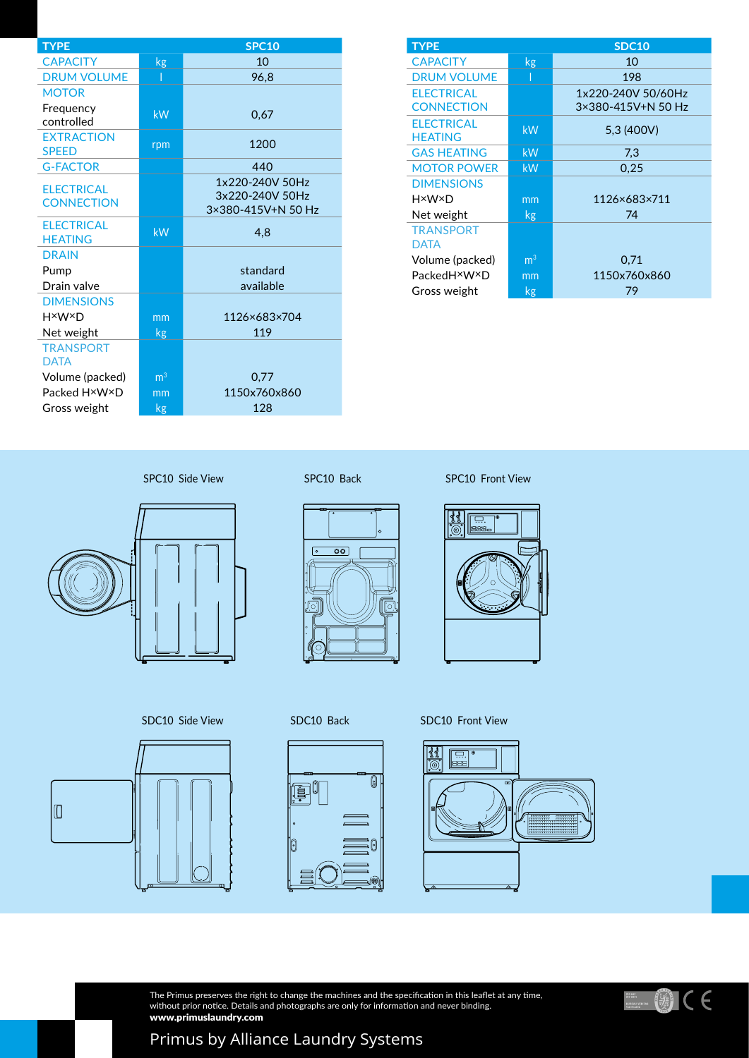| TYPE | | SPC10 |
|---|---|---|
| CAPACITY | kg | 10 |
| DRUM VOLUME | l | 96,8 |
| MOTOR<br>Frequency controlled | kW | 0,67 |
| EXTRACTION SPEED | rpm | 1200 |
| G-FACTOR | | 440 |
| ELECTRICAL CONNECTION | | 1x220-240V 50Hz<br>3x220-240V 50Hz<br>3x380-415V+N 50 Hz |
| ELECTRICAL HEATING | kW | 4,8 |
| DRAIN | | |
| Pump | | standard |
| Drain valve | | available |
| DIMENSIONS | | |
| H×W×D | mm | 1126×683×704 |
| Net weight | kg | 119 |
| TRANSPORT DATA | | |
| Volume (packed) | $m^3$ | 0,77 |
| Packed H×W×D | mm | 1150x760x860 |
| Gross weight | kg | 128 |

| TYPE | | SDC10 |
|---|---|---|
| CAPACITY | kg | 10 |
| DRUM VOLUME | l | 198 |
| ELECTRICAL CONNECTION | | 1x220-240V 50/60Hz<br>3×380-415V+N 50 Hz |
| ELECTRICAL HEATING | kW | 5,3 (400V) |
| GAS HEATING | kW | 7,3 |
| MOTOR POWER | kW | 0,25 |
| DIMENSIONS | | |
| H×W×D | mm | 1126×683×711 |
| Net weight | kg | 74 |
| TRANSPORT DATA | | |
| Volume (packed) | $m^3$ | 0,71 |
| PackedH×W×D | mm | 1150x760x860 |
| Gross weight | kg | 79 |

SPC10 Side View

SPC10 Back

SPC10 Front View

SDC10 Side View

SDC10 Back

SDC10 Front View

The Primus preserves the right to change the machines and the specification in this leaflet at any time, without prior notice. Details and photographs are only for information and never binding.
**www.primuslaundry.com**

Primus by Alliance Laundry Systems